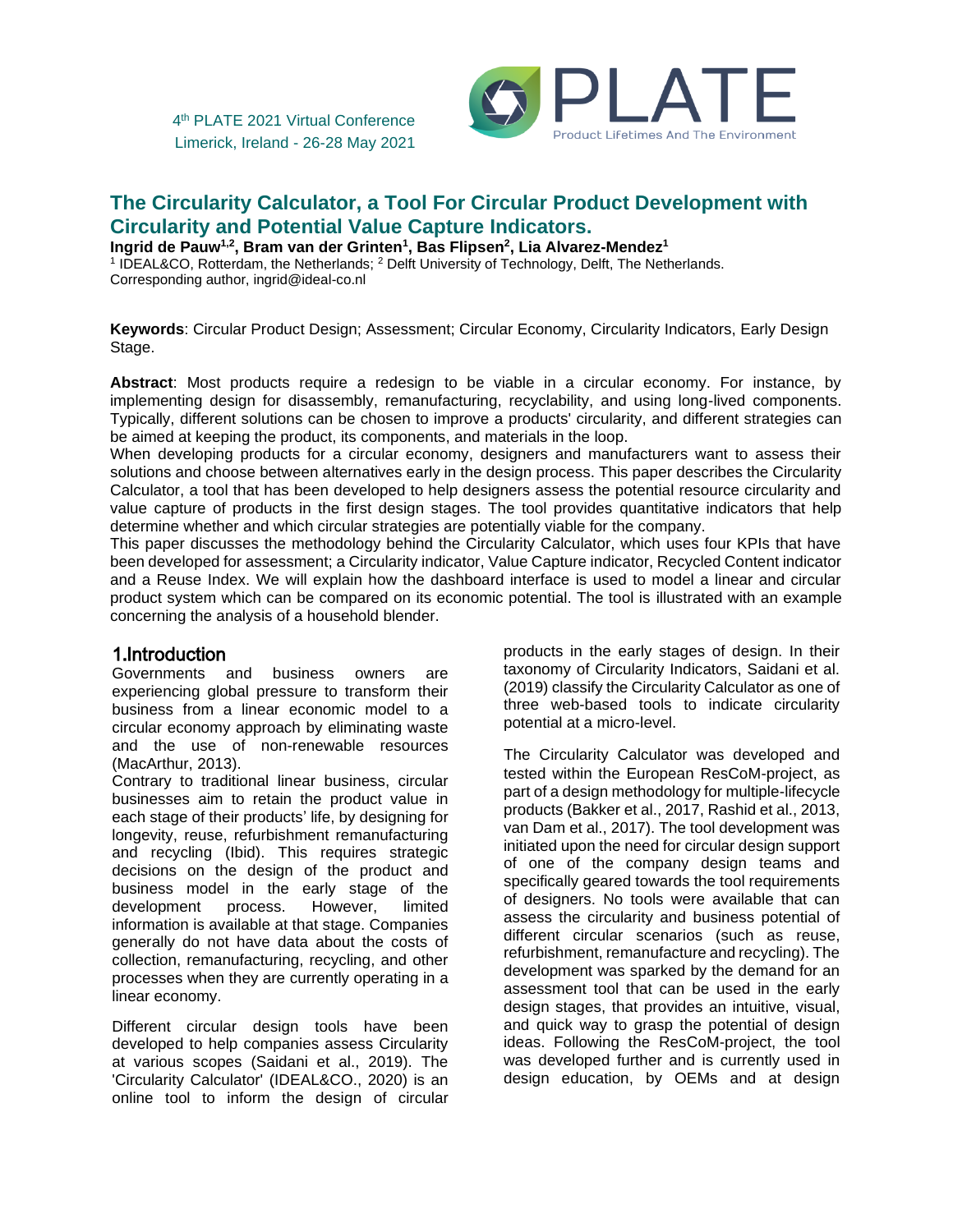# The Circularity Calculator, a Tool For Circular Product Development with Circularity and Potential Value Capture Indicators.

**Ingrid de Pauw[1,2], Bram van der Grinten[1], Bas Flipsen[2], Lia Alvarez-Mendez[1]**

[1] IDEAL&CO, Rotterdam, the Netherlands; [2] Delft University of Technology, Delft, The Netherlands.
Corresponding author, ingrid@ideal-co.nl

**Keywords**: Circular Product Design; Assessment; Circular Economy, Circularity Indicators, Early Design Stage.

**Abstract**: Most products require a redesign to be viable in a circular economy. For instance, by implementing design for disassembly, remanufacturing, recyclability, and using long-lived components. Typically, different solutions can be chosen to improve a products' circularity, and different strategies can be aimed at keeping the product, its components, and materials in the loop.
When developing products for a circular economy, designers and manufacturers want to assess their solutions and choose between alternatives early in the design process. This paper describes the Circularity Calculator, a tool that has been developed to help designers assess the potential resource circularity and value capture of products in the first design stages. The tool provides quantitative indicators that help determine whether and which circular strategies are potentially viable for the company.
This paper discusses the methodology behind the Circularity Calculator, which uses four KPIs that have been developed for assessment; a Circularity indicator, Value Capture indicator, Recycled Content indicator and a Reuse Index. We will explain how the dashboard interface is used to model a linear and circular product system which can be compared on its economic potential. The tool is illustrated with an example concerning the analysis of a household blender.

## 1.Introduction

Governments and business owners are experiencing global pressure to transform their business from a linear economic model to a circular economy approach by eliminating waste and the use of non-renewable resources (MacArthur, 2013).
Contrary to traditional linear business, circular businesses aim to retain the product value in each stage of their products' life, by designing for longevity, reuse, refurbishment remanufacturing and recycling (Ibid). This requires strategic decisions on the design of the product and business model in the early stage of the development process. However, limited information is available at that stage. Companies generally do not have data about the costs of collection, remanufacturing, recycling, and other processes when they are currently operating in a linear economy.

Different circular design tools have been developed to help companies assess Circularity at various scopes (Saidani et al., 2019). The 'Circularity Calculator' (IDEAL&CO., 2020) is an online tool to inform the design of circular products in the early stages of design. In their taxonomy of Circularity Indicators, Saidani et al. (2019) classify the Circularity Calculator as one of three web-based tools to indicate circularity potential at a micro-level.

The Circularity Calculator was developed and tested within the European ResCoM-project, as part of a design methodology for multiple-lifecycle products (Bakker et al., 2017, Rashid et al., 2013, van Dam et al., 2017). The tool development was initiated upon the need for circular design support of one of the company design teams and specifically geared towards the tool requirements of designers. No tools were available that can assess the circularity and business potential of different circular scenarios (such as reuse, refurbishment, remanufacture and recycling). The development was sparked by the demand for an assessment tool that can be used in the early design stages, that provides an intuitive, visual, and quick way to grasp the potential of design ideas. Following the ResCoM-project, the tool was developed further and is currently used in design education, by OEMs and at design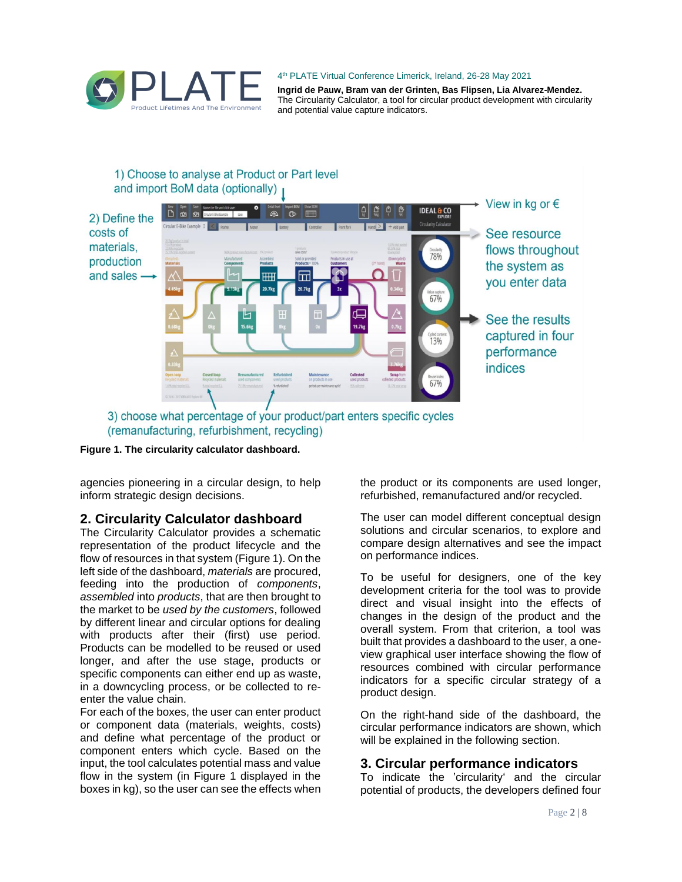Figure 1. The circularity calculator dashboard.

agencies pioneering in a circular design, to help inform strategic design decisions.

## 2. Circularity Calculator dashboard

The Circularity Calculator provides a schematic representation of the product lifecycle and the flow of resources in that system (Figure 1). On the left side of the dashboard, *materials* are procured, feeding into the production of *components*, *assembled* into *products*, that are then brought to the market to be *used by the customers*, followed by different linear and circular options for dealing with products after their (first) use period. Products can be modelled to be reused or used longer, and after the use stage, products or specific components can either end up as waste, in a downcycling process, or be collected to re-enter the value chain.

For each of the boxes, the user can enter product or component data (materials, weights, costs) and define what percentage of the product or component enters which cycle. Based on the input, the tool calculates potential mass and value flow in the system (in Figure 1 displayed in the boxes in kg), so the user can see the effects when the product or its components are used longer, refurbished, remanufactured and/or recycled.

The user can model different conceptual design solutions and circular scenarios, to explore and compare design alternatives and see the impact on performance indices.

To be useful for designers, one of the key development criteria for the tool was to provide direct and visual insight into the effects of changes in the design of the product and the overall system. From that criterion, a tool was built that provides a dashboard to the user, a one-view graphical user interface showing the flow of resources combined with circular performance indicators for a specific circular strategy of a product design.

On the right-hand side of the dashboard, the circular performance indicators are shown, which will be explained in the following section.

## 3. Circular performance indicators

To indicate the 'circularity' and the circular potential of products, the developers defined four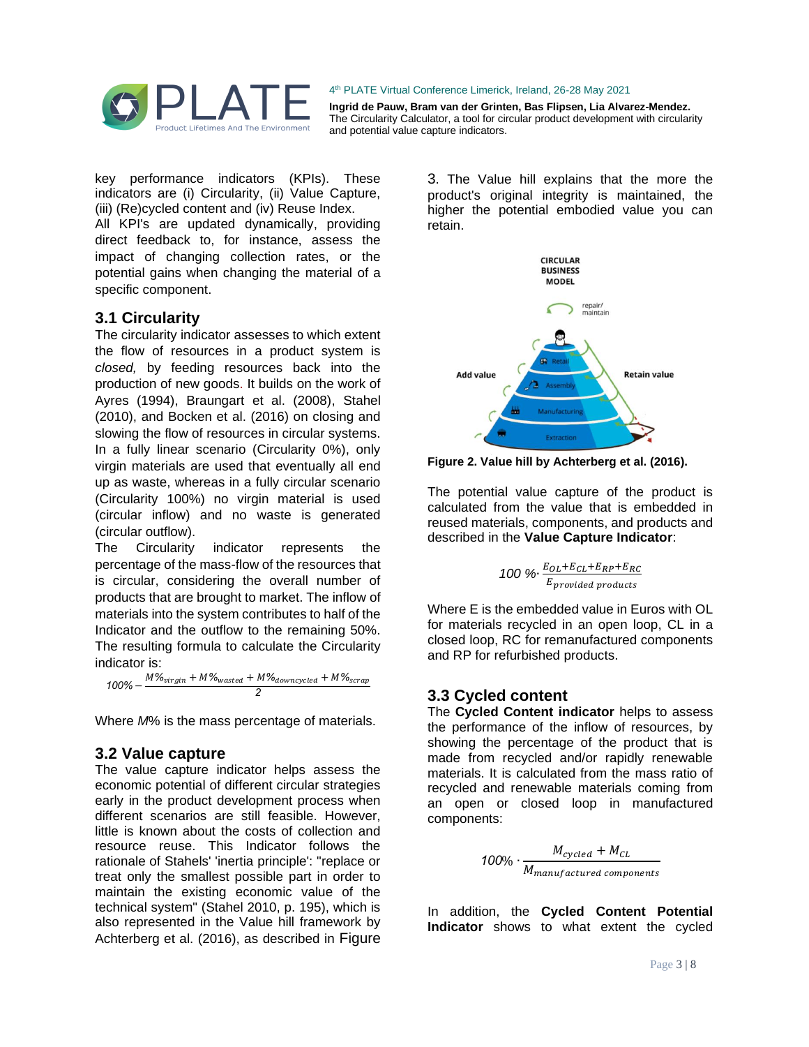key performance indicators (KPIs). These indicators are (i) Circularity, (ii) Value Capture, (iii) (Re)cycled content and (iv) Reuse Index.
All KPI's are updated dynamically, providing direct feedback to, for instance, assess the impact of changing collection rates, or the potential gains when changing the material of a specific component.

## 3.1 Circularity

The circularity indicator assesses to which extent the flow of resources in a product system is *closed,* by feeding resources back into the production of new goods. It builds on the work of Ayres (1994), Braungart et al. (2008), Stahel (2010), and Bocken et al. (2016) on closing and slowing the flow of resources in circular systems. In a fully linear scenario (Circularity 0%), only virgin materials are used that eventually all end up as waste, whereas in a fully circular scenario (Circularity 100%) no virgin material is used (circular inflow) and no waste is generated (circular outflow).
The Circularity indicator represents the percentage of the mass-flow of the resources that is circular, considering the overall number of products that are brought to market. The inflow of materials into the system contributes to half of the Indicator and the outflow to the remaining 50%. The resulting formula to calculate the Circularity indicator is:

$$100\% - \frac{M\%_{virgin} + M\%_{wasted} + M\%_{downcycled} + M\%_{scrap}}{2}$$

Where *M*% is the mass percentage of materials.

## 3.2 Value capture

The value capture indicator helps assess the economic potential of different circular strategies early in the product development process when different scenarios are still feasible. However, little is known about the costs of collection and resource reuse. This Indicator follows the rationale of Stahels' 'inertia principle': "replace or treat only the smallest possible part in order to maintain the existing economic value of the technical system" (Stahel 2010, p. 195), which is also represented in the Value hill framework by Achterberg et al. (2016), as described in Figure 3. The Value hill explains that the more the product's original integrity is maintained, the higher the potential embodied value you can retain.

**Figure 2. Value hill by Achterberg et al. (2016).**

The potential value capture of the product is calculated from the value that is embedded in reused materials, components, and products and described in the **Value Capture Indicator**:

$$100\% \cdot \frac{E_{OL} + E_{CL} + E_{RP} + E_{RC}}{E_{provided\ products}}$$

Where E is the embedded value in Euros with OL for materials recycled in an open loop, CL in a closed loop, RC for remanufactured components and RP for refurbished products.

## 3.3 Cycled content

The **Cycled Content indicator** helps to assess the performance of the inflow of resources, by showing the percentage of the product that is made from recycled and/or rapidly renewable materials. It is calculated from the mass ratio of recycled and renewable materials coming from an open or closed loop in manufactured components:

$$100\% \cdot \frac{M_{cycled} + M_{CL}}{M_{manufactured\ components}}$$

In addition, the **Cycled Content Potential Indicator** shows to what extent the cycled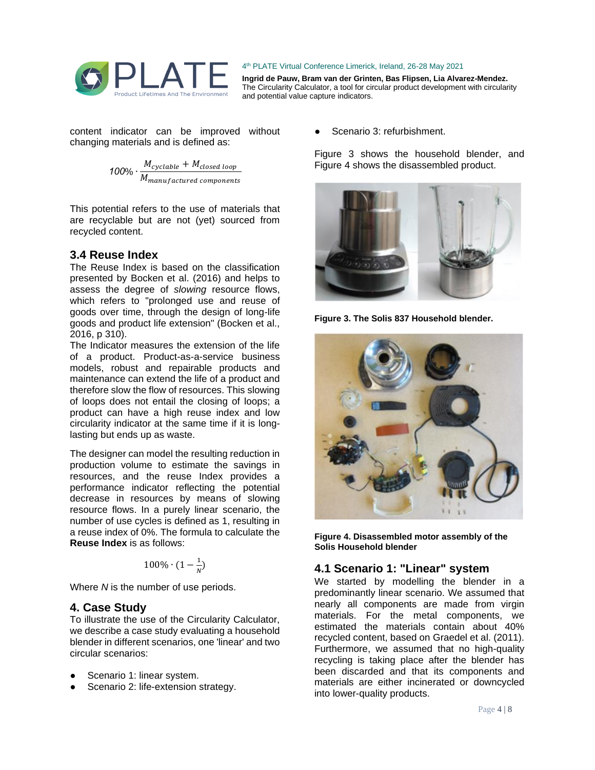content indicator can be improved without changing materials and is defined as:

$$100\% \cdot \frac{M_{cyclable} + M_{closed\ loop}}{M_{manufactured\ components}}$$

This potential refers to the use of materials that are recyclable but are not (yet) sourced from recycled content.

### 3.4 Reuse Index

The Reuse Index is based on the classification presented by Bocken et al. (2016) and helps to assess the degree of *slowing* resource flows, which refers to "prolonged use and reuse of goods over time, through the design of long-life goods and product life extension" (Bocken et al., 2016, p 310).

The Indicator measures the extension of the life of a product. Product-as-a-service business models, robust and repairable products and maintenance can extend the life of a product and therefore slow the flow of resources. This slowing of loops does not entail the closing of loops; a product can have a high reuse index and low circularity indicator at the same time if it is long-lasting but ends up as waste.

The designer can model the resulting reduction in production volume to estimate the savings in resources, and the reuse Index provides a performance indicator reflecting the potential decrease in resources by means of slowing resource flows. In a purely linear scenario, the number of use cycles is defined as 1, resulting in a reuse index of 0%. The formula to calculate the **Reuse Index** is as follows:

$$100\% \cdot (1 - \tfrac{1}{N})$$

Where $N$ is the number of use periods.

## 4. Case Study

To illustrate the use of the Circularity Calculator, we describe a case study evaluating a household blender in different scenarios, one 'linear' and two circular scenarios:

- Scenario 1: linear system.
- Scenario 2: life-extension strategy.
- Scenario 3: refurbishment.

Figure 3 shows the household blender, and Figure 4 shows the disassembled product.

**Figure 3. The Solis 837 Household blender.**

**Figure 4. Disassembled motor assembly of the Solis Household blender**

### 4.1 Scenario 1: "Linear" system

We started by modelling the blender in a predominantly linear scenario. We assumed that nearly all components are made from virgin materials. For the metal components, we estimated the materials contain about 40% recycled content, based on Graedel et al. (2011). Furthermore, we assumed that no high-quality recycling is taking place after the blender has been discarded and that its components and materials are either incinerated or downcycled into lower-quality products.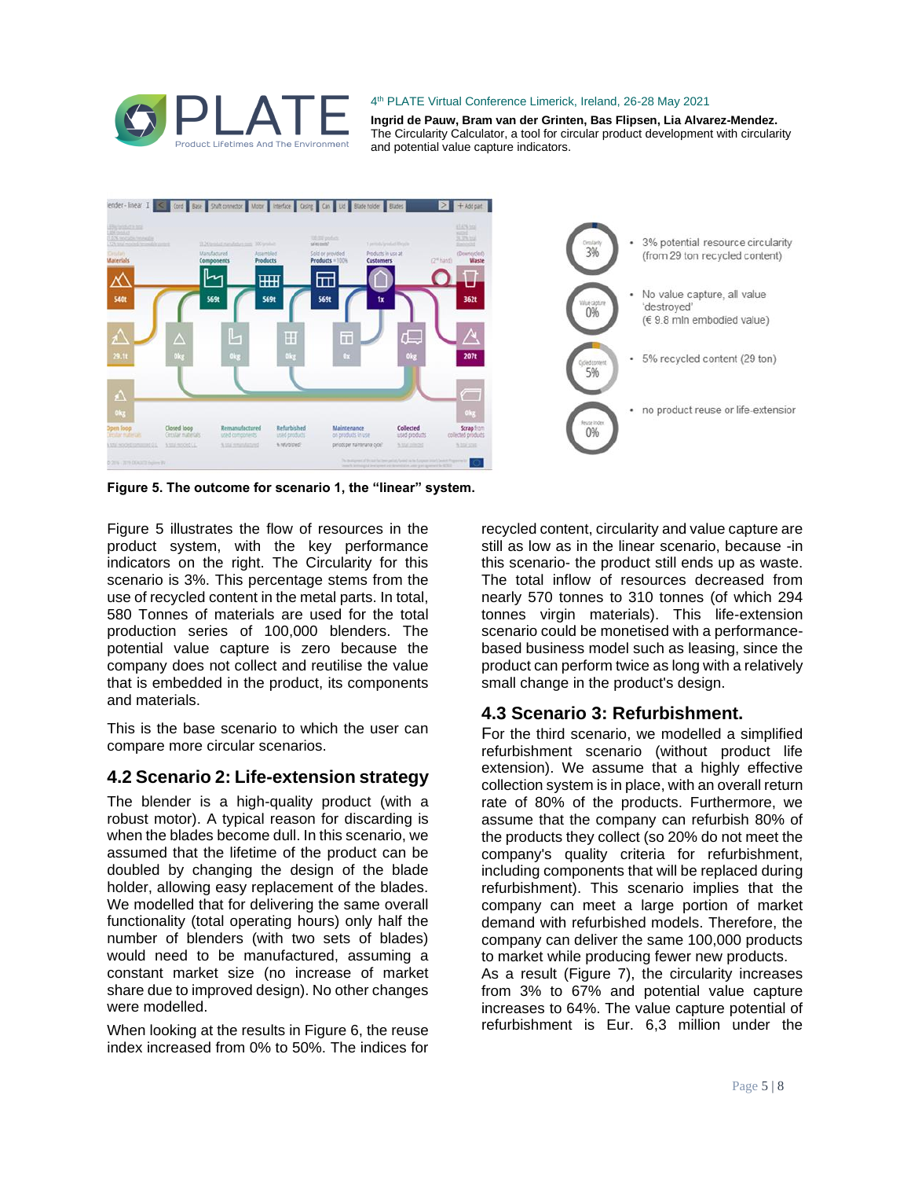Figure 5. The outcome for scenario 1, the "linear" system.

Figure 5 illustrates the flow of resources in the product system, with the key performance indicators on the right. The Circularity for this scenario is 3%. This percentage stems from the use of recycled content in the metal parts. In total, 580 Tonnes of materials are used for the total production series of 100,000 blenders. The potential value capture is zero because the company does not collect and reutilise the value that is embedded in the product, its components and materials.

This is the base scenario to which the user can compare more circular scenarios.

## 4.2 Scenario 2: Life-extension strategy

The blender is a high-quality product (with a robust motor). A typical reason for discarding is when the blades become dull. In this scenario, we assumed that the lifetime of the product can be doubled by changing the design of the blade holder, allowing easy replacement of the blades. We modelled that for delivering the same overall functionality (total operating hours) only half the number of blenders (with two sets of blades) would need to be manufactured, assuming a constant market size (no increase of market share due to improved design). No other changes were modelled.

When looking at the results in Figure 6, the reuse index increased from 0% to 50%. The indices for recycled content, circularity and value capture are still as low as in the linear scenario, because -in this scenario- the product still ends up as waste. The total inflow of resources decreased from nearly 570 tonnes to 310 tonnes (of which 294 tonnes virgin materials). This life-extension scenario could be monetised with a performance-based business model such as leasing, since the product can perform twice as long with a relatively small change in the product's design.

## 4.3 Scenario 3: Refurbishment.

For the third scenario, we modelled a simplified refurbishment scenario (without product life extension). We assume that a highly effective collection system is in place, with an overall return rate of 80% of the products. Furthermore, we assume that the company can refurbish 80% of the products they collect (so 20% do not meet the company's quality criteria for refurbishment, including components that will be replaced during refurbishment). This scenario implies that the company can meet a large portion of market demand with refurbished models. Therefore, the company can deliver the same 100,000 products to market while producing fewer new products.
As a result (Figure 7), the circularity increases from 3% to 67% and potential value capture increases to 64%. The value capture potential of refurbishment is Eur. 6,3 million under the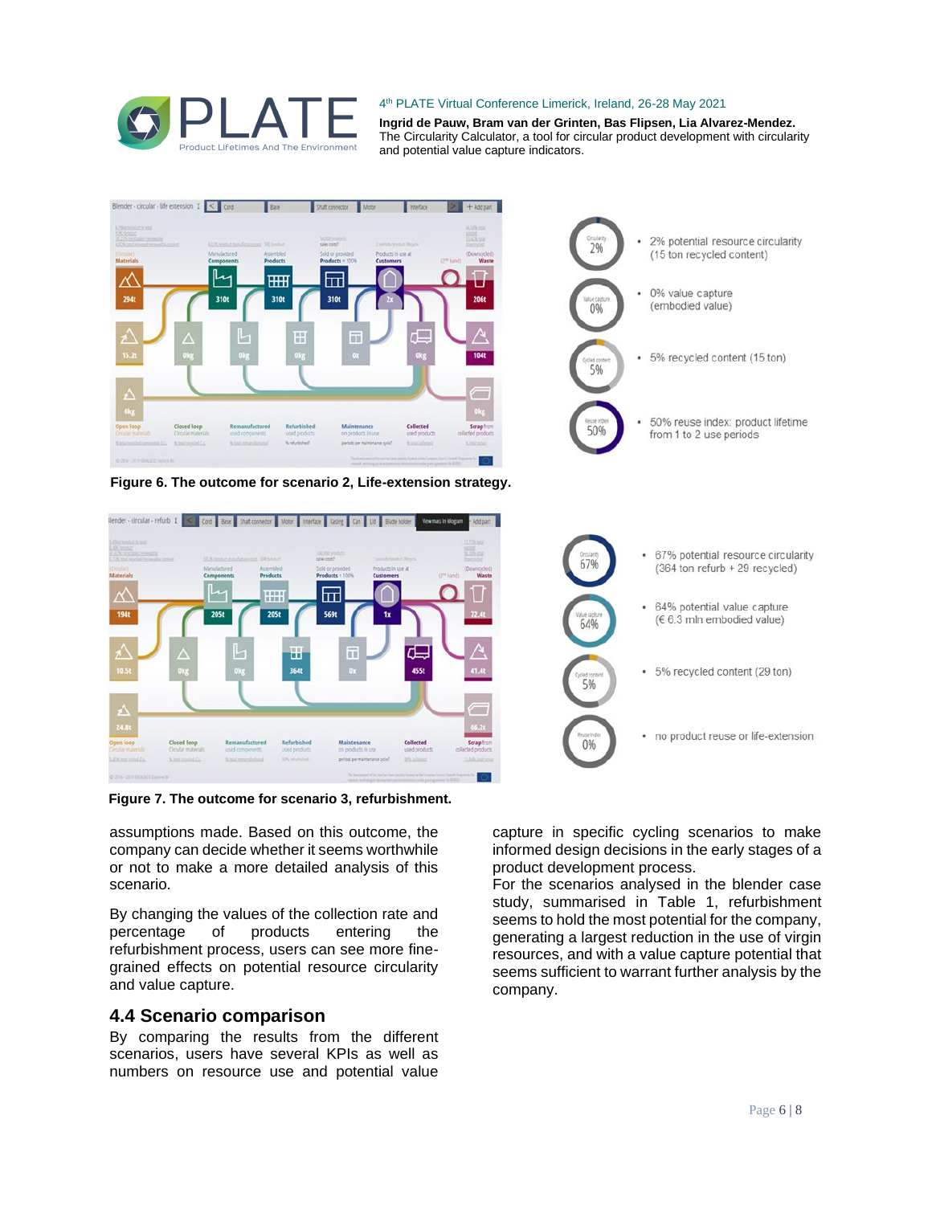- 2% potential resource circularity (15 ton recycled content)
- 0% value capture (embodied value)
- 5% recycled content (15 ton)
- 50% reuse index: product lifetime from 1 to 2 use periods

**Figure 6. The outcome for scenario 2, Life-extension strategy.**

- 67% potential resource circularity (364 ton refurb + 29 recycled)
- 64% potential value capture (€ 6.3 mln embodied value)
- 5% recycled content (29 ton)
- no product reuse or life-extension

**Figure 7. The outcome for scenario 3, refurbishment.**

assumptions made. Based on this outcome, the company can decide whether it seems worthwhile or not to make a more detailed analysis of this scenario.

By changing the values of the collection rate and percentage of products entering the refurbishment process, users can see more fine-grained effects on potential resource circularity and value capture.

## 4.4 Scenario comparison

By comparing the results from the different scenarios, users have several KPIs as well as numbers on resource use and potential value capture in specific cycling scenarios to make informed design decisions in the early stages of a product development process.

For the scenarios analysed in the blender case study, summarised in Table 1, refurbishment seems to hold the most potential for the company, generating a largest reduction in the use of virgin resources, and with a value capture potential that seems sufficient to warrant further analysis by the company.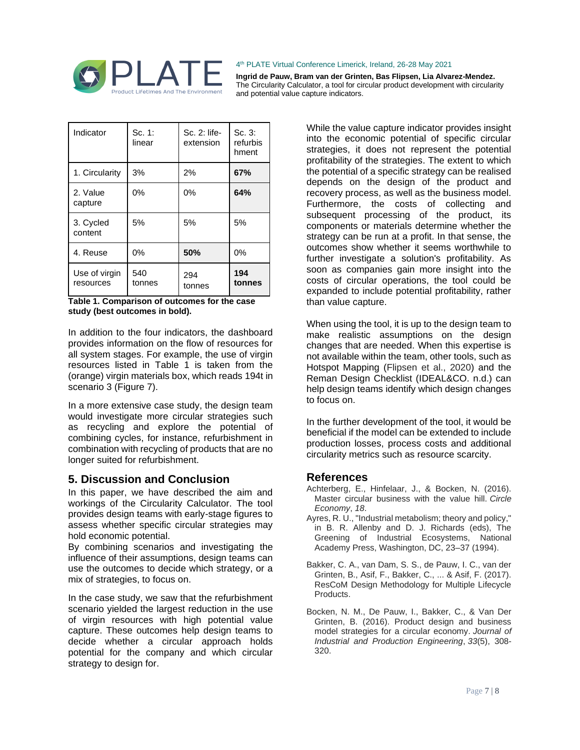| Indicator | Sc. 1: linear | Sc. 2: life-extension | Sc. 3: refurbishment |
|---|---|---|---|
| 1. Circularity | 3% | 2% | **67%** |
| 2. Value capture | 0% | 0% | **64%** |
| 3. Cycled content | 5% | 5% | 5% |
| 4. Reuse | 0% | **50%** | 0% |
| Use of virgin resources | 540 tonnes | 294 tonnes | **194 tonnes** |

**Table 1. Comparison of outcomes for the case study (best outcomes in bold).**

In addition to the four indicators, the dashboard provides information on the flow of resources for all system stages. For example, the use of virgin resources listed in Table 1 is taken from the (orange) virgin materials box, which reads 194t in scenario 3 (Figure 7).

In a more extensive case study, the design team would investigate more circular strategies such as recycling and explore the potential of combining cycles, for instance, refurbishment in combination with recycling of products that are no longer suited for refurbishment.

## 5. Discussion and Conclusion

In this paper, we have described the aim and workings of the Circularity Calculator. The tool provides design teams with early-stage figures to assess whether specific circular strategies may hold economic potential.
By combining scenarios and investigating the influence of their assumptions, design teams can use the outcomes to decide which strategy, or a mix of strategies, to focus on.

In the case study, we saw that the refurbishment scenario yielded the largest reduction in the use of virgin resources with high potential value capture. These outcomes help design teams to decide whether a circular approach holds potential for the company and which circular strategy to design for.

While the value capture indicator provides insight into the economic potential of specific circular strategies, it does not represent the potential profitability of the strategies. The extent to which the potential of a specific strategy can be realised depends on the design of the product and recovery process, as well as the business model. Furthermore, the costs of collecting and subsequent processing of the product, its components or materials determine whether the strategy can be run at a profit. In that sense, the outcomes show whether it seems worthwhile to further investigate a solution's profitability. As soon as companies gain more insight into the costs of circular operations, the tool could be expanded to include potential profitability, rather than value capture.

When using the tool, it is up to the design team to make realistic assumptions on the design changes that are needed. When this expertise is not available within the team, other tools, such as Hotspot Mapping (Flipsen et al., 2020) and the Reman Design Checklist (IDEAL&CO. n.d.) can help design teams identify which design changes to focus on.

In the further development of the tool, it would be beneficial if the model can be extended to include production losses, process costs and additional circularity metrics such as resource scarcity.

## References

Achterberg, E., Hinfelaar, J., & Bocken, N. (2016). Master circular business with the value hill. *Circle Economy*, *18*.

Ayres, R. U., "Industrial metabolism; theory and policy," in B. R. Allenby and D. J. Richards (eds), The Greening of Industrial Ecosystems, National Academy Press, Washington, DC, 23–37 (1994).

Bakker, C. A., van Dam, S. S., de Pauw, I. C., van der Grinten, B., Asif, F., Bakker, C., ... & Asif, F. (2017). ResCoM Design Methodology for Multiple Lifecycle Products.

Bocken, N. M., De Pauw, I., Bakker, C., & Van Der Grinten, B. (2016). Product design and business model strategies for a circular economy. *Journal of Industrial and Production Engineering*, *33*(5), 308-320.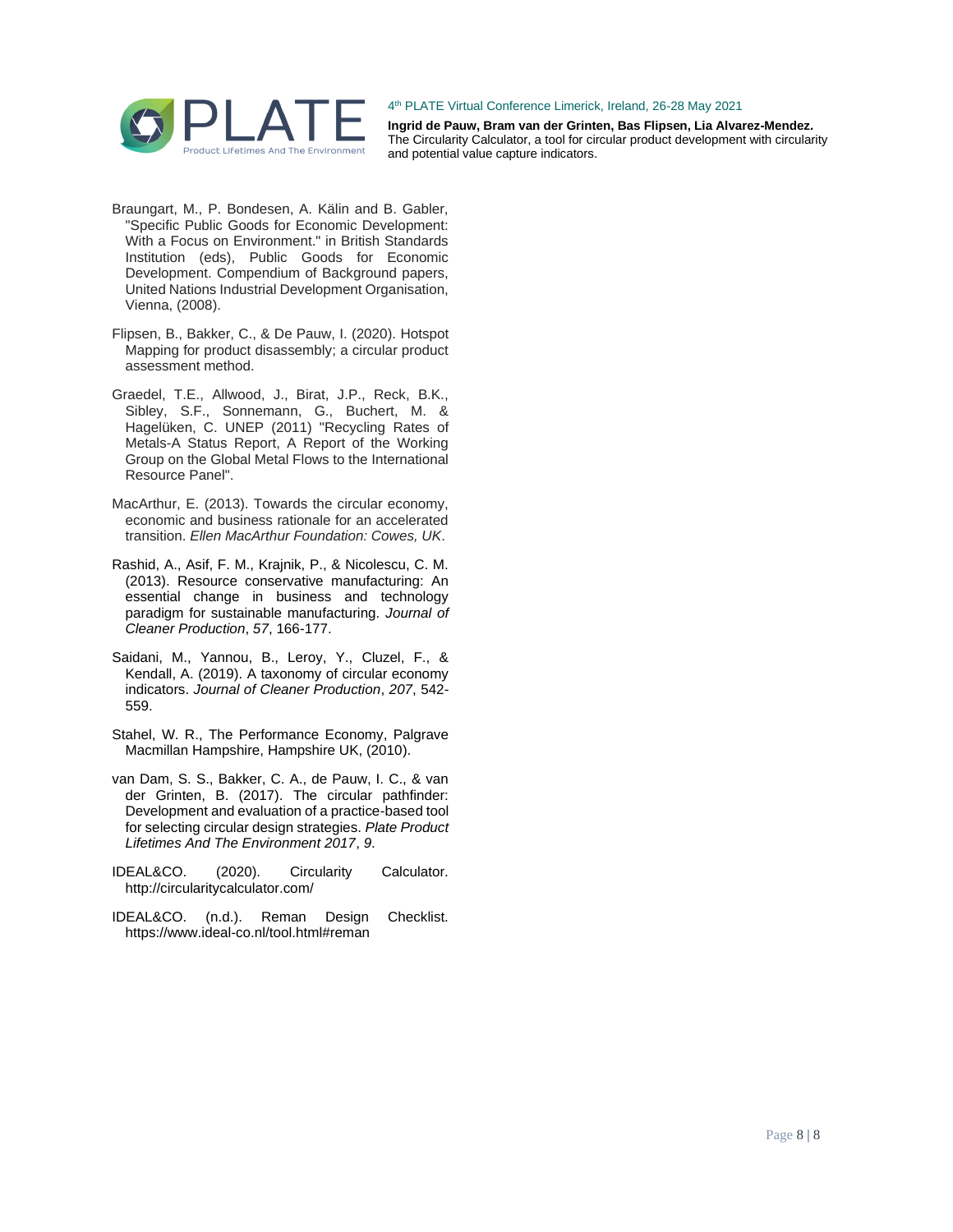Braungart, M., P. Bondesen, A. Kälin and B. Gabler, "Specific Public Goods for Economic Development: With a Focus on Environment." in British Standards Institution (eds), Public Goods for Economic Development. Compendium of Background papers, United Nations Industrial Development Organisation, Vienna, (2008).

Flipsen, B., Bakker, C., & De Pauw, I. (2020). Hotspot Mapping for product disassembly; a circular product assessment method.

Graedel, T.E., Allwood, J., Birat, J.P., Reck, B.K., Sibley, S.F., Sonnemann, G., Buchert, M. & Hagelüken, C. UNEP (2011) "Recycling Rates of Metals-A Status Report, A Report of the Working Group on the Global Metal Flows to the International Resource Panel".

MacArthur, E. (2013). Towards the circular economy, economic and business rationale for an accelerated transition. *Ellen MacArthur Foundation: Cowes, UK*.

Rashid, A., Asif, F. M., Krajnik, P., & Nicolescu, C. M. (2013). Resource conservative manufacturing: An essential change in business and technology paradigm for sustainable manufacturing. *Journal of Cleaner Production*, *57*, 166-177.

Saidani, M., Yannou, B., Leroy, Y., Cluzel, F., & Kendall, A. (2019). A taxonomy of circular economy indicators. *Journal of Cleaner Production*, *207*, 542-559.

Stahel, W. R., The Performance Economy, Palgrave Macmillan Hampshire, Hampshire UK, (2010).

van Dam, S. S., Bakker, C. A., de Pauw, I. C., & van der Grinten, B. (2017). The circular pathfinder: Development and evaluation of a practice-based tool for selecting circular design strategies. *Plate Product Lifetimes And The Environment 2017*, *9*.

IDEAL&CO. (2020). Circularity Calculator. http://circularitycalculator.com/

IDEAL&CO. (n.d.). Reman Design Checklist. https://www.ideal-co.nl/tool.html#reman